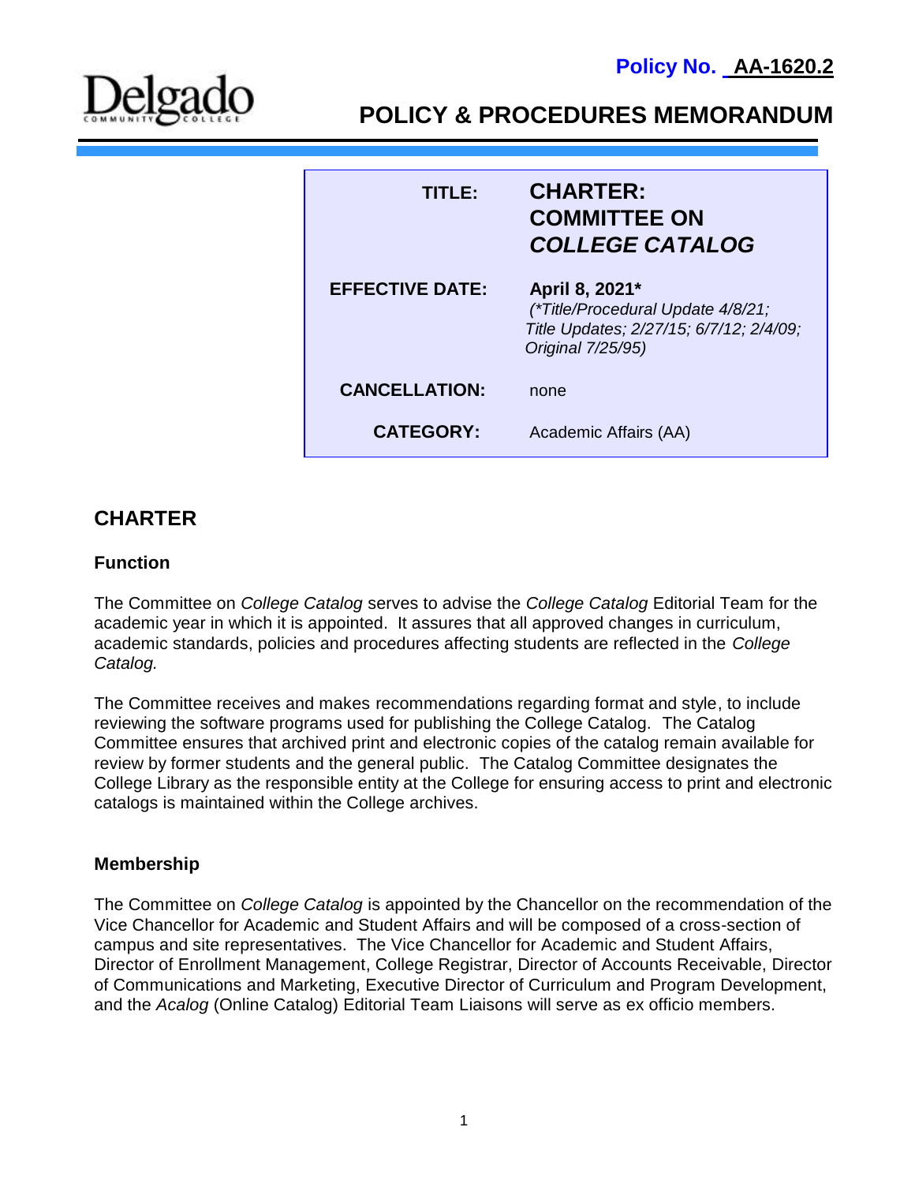**Policy No. AA-1620.2**

Delgado Community College

# POLICY & PROCEDURES MEMORANDUM

| | |
|---|---|
| **TITLE:** | **CHARTER: COMMITTEE ON *COLLEGE CATALOG*** |
| **EFFECTIVE DATE:** | **April 8, 2021*** *(\*Title/Procedural Update 4/8/21; Title Updates; 2/27/15; 6/7/12; 2/4/09; Original 7/25/95)* |
| **CANCELLATION:** | none |
| **CATEGORY:** | Academic Affairs (AA) |

## CHARTER

### Function

The Committee on *College Catalog* serves to advise the *College Catalog* Editorial Team for the academic year in which it is appointed. It assures that all approved changes in curriculum, academic standards, policies and procedures affecting students are reflected in the *College Catalog.*

The Committee receives and makes recommendations regarding format and style, to include reviewing the software programs used for publishing the College Catalog. The Catalog Committee ensures that archived print and electronic copies of the catalog remain available for review by former students and the general public. The Catalog Committee designates the College Library as the responsible entity at the College for ensuring access to print and electronic catalogs is maintained within the College archives.

### Membership

The Committee on *College Catalog* is appointed by the Chancellor on the recommendation of the Vice Chancellor for Academic and Student Affairs and will be composed of a cross-section of campus and site representatives. The Vice Chancellor for Academic and Student Affairs, Director of Enrollment Management, College Registrar, Director of Accounts Receivable, Director of Communications and Marketing, Executive Director of Curriculum and Program Development, and the *Acalog* (Online Catalog) Editorial Team Liaisons will serve as ex officio members.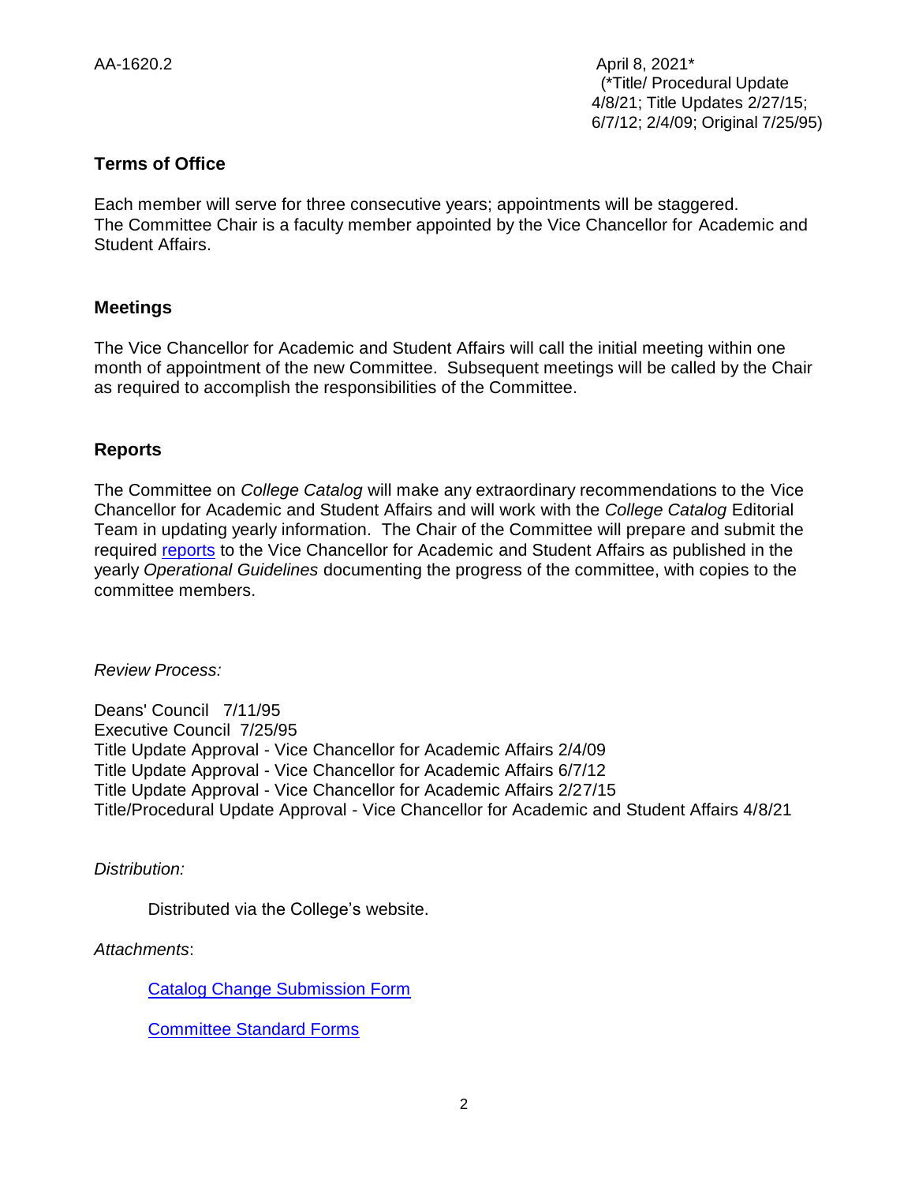AA-1620.2

April 8, 2021*
(*Title/ Procedural Update 4/8/21; Title Updates 2/27/15; 6/7/12; 2/4/09; Original 7/25/95)

## Terms of Office

Each member will serve for three consecutive years; appointments will be staggered. The Committee Chair is a faculty member appointed by the Vice Chancellor for Academic and Student Affairs.

## Meetings

The Vice Chancellor for Academic and Student Affairs will call the initial meeting within one month of appointment of the new Committee. Subsequent meetings will be called by the Chair as required to accomplish the responsibilities of the Committee.

## Reports

The Committee on *College Catalog* will make any extraordinary recommendations to the Vice Chancellor for Academic and Student Affairs and will work with the *College Catalog* Editorial Team in updating yearly information. The Chair of the Committee will prepare and submit the required reports to the Vice Chancellor for Academic and Student Affairs as published in the yearly *Operational Guidelines* documenting the progress of the committee, with copies to the committee members.

*Review Process:*

Deans' Council 7/11/95
Executive Council 7/25/95
Title Update Approval - Vice Chancellor for Academic Affairs 2/4/09
Title Update Approval - Vice Chancellor for Academic Affairs 6/7/12
Title Update Approval - Vice Chancellor for Academic Affairs 2/27/15
Title/Procedural Update Approval - Vice Chancellor for Academic and Student Affairs 4/8/21

*Distribution:*

Distributed via the College's website.

*Attachments*:

Catalog Change Submission Form

Committee Standard Forms